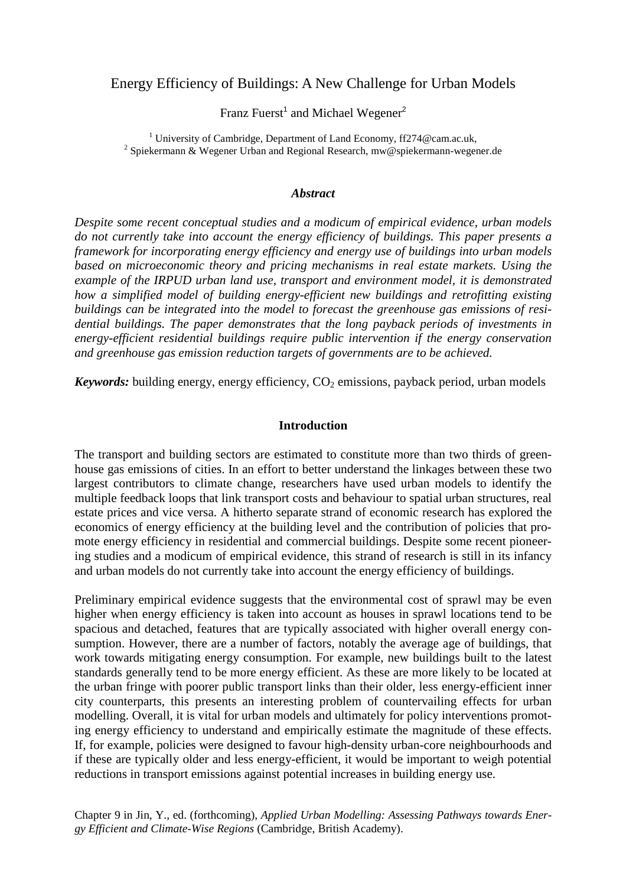# Energy Efficiency of Buildings: A New Challenge for Urban Models

Franz Fuerst[1] and Michael Wegener[2]

[1] University of Cambridge, Department of Land Economy, ff274@cam.ac.uk,
[2] Spiekermann & Wegener Urban and Regional Research, mw@spiekermann-wegener.de

### *Abstract*

*Despite some recent conceptual studies and a modicum of empirical evidence, urban models do not currently take into account the energy efficiency of buildings. This paper presents a framework for incorporating energy efficiency and energy use of buildings into urban models based on microeconomic theory and pricing mechanisms in real estate markets. Using the example of the IRPUD urban land use, transport and environment model, it is demonstrated how a simplified model of building energy-efficient new buildings and retrofitting existing buildings can be integrated into the model to forecast the greenhouse gas emissions of residential buildings. The paper demonstrates that the long payback periods of investments in energy-efficient residential buildings require public intervention if the energy conservation and greenhouse gas emission reduction targets of governments are to be achieved.*

***Keywords:*** building energy, energy efficiency, $CO_2$ emissions, payback period, urban models

## Introduction

The transport and building sectors are estimated to constitute more than two thirds of greenhouse gas emissions of cities. In an effort to better understand the linkages between these two largest contributors to climate change, researchers have used urban models to identify the multiple feedback loops that link transport costs and behaviour to spatial urban structures, real estate prices and vice versa. A hitherto separate strand of economic research has explored the economics of energy efficiency at the building level and the contribution of policies that promote energy efficiency in residential and commercial buildings. Despite some recent pioneering studies and a modicum of empirical evidence, this strand of research is still in its infancy and urban models do not currently take into account the energy efficiency of buildings.

Preliminary empirical evidence suggests that the environmental cost of sprawl may be even higher when energy efficiency is taken into account as houses in sprawl locations tend to be spacious and detached, features that are typically associated with higher overall energy consumption. However, there are a number of factors, notably the average age of buildings, that work towards mitigating energy consumption. For example, new buildings built to the latest standards generally tend to be more energy efficient. As these are more likely to be located at the urban fringe with poorer public transport links than their older, less energy-efficient inner city counterparts, this presents an interesting problem of countervailing effects for urban modelling. Overall, it is vital for urban models and ultimately for policy interventions promoting energy efficiency to understand and empirically estimate the magnitude of these effects. If, for example, policies were designed to favour high-density urban-core neighbourhoods and if these are typically older and less energy-efficient, it would be important to weigh potential reductions in transport emissions against potential increases in building energy use.

Chapter 9 in Jin, Y., ed. (forthcoming), *Applied Urban Modelling: Assessing Pathways towards Energy Efficient and Climate-Wise Regions* (Cambridge, British Academy).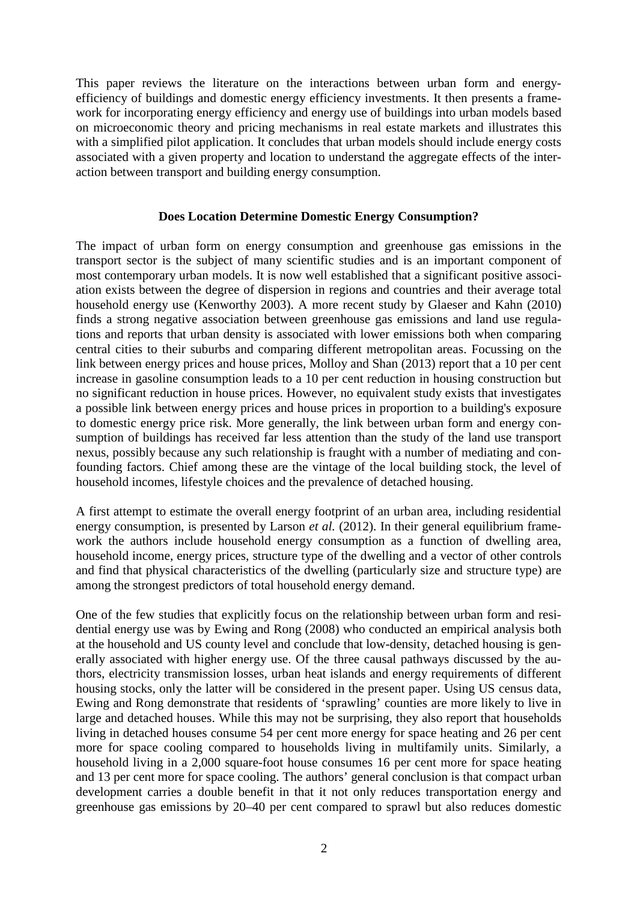This paper reviews the literature on the interactions between urban form and energy-efficiency of buildings and domestic energy efficiency investments. It then presents a framework for incorporating energy efficiency and energy use of buildings into urban models based on microeconomic theory and pricing mechanisms in real estate markets and illustrates this with a simplified pilot application. It concludes that urban models should include energy costs associated with a given property and location to understand the aggregate effects of the interaction between transport and building energy consumption.

## Does Location Determine Domestic Energy Consumption?

The impact of urban form on energy consumption and greenhouse gas emissions in the transport sector is the subject of many scientific studies and is an important component of most contemporary urban models. It is now well established that a significant positive association exists between the degree of dispersion in regions and countries and their average total household energy use (Kenworthy 2003). A more recent study by Glaeser and Kahn (2010) finds a strong negative association between greenhouse gas emissions and land use regulations and reports that urban density is associated with lower emissions both when comparing central cities to their suburbs and comparing different metropolitan areas. Focussing on the link between energy prices and house prices, Molloy and Shan (2013) report that a 10 per cent increase in gasoline consumption leads to a 10 per cent reduction in housing construction but no significant reduction in house prices. However, no equivalent study exists that investigates a possible link between energy prices and house prices in proportion to a building's exposure to domestic energy price risk. More generally, the link between urban form and energy consumption of buildings has received far less attention than the study of the land use transport nexus, possibly because any such relationship is fraught with a number of mediating and confounding factors. Chief among these are the vintage of the local building stock, the level of household incomes, lifestyle choices and the prevalence of detached housing.

A first attempt to estimate the overall energy footprint of an urban area, including residential energy consumption, is presented by Larson *et al.* (2012). In their general equilibrium framework the authors include household energy consumption as a function of dwelling area, household income, energy prices, structure type of the dwelling and a vector of other controls and find that physical characteristics of the dwelling (particularly size and structure type) are among the strongest predictors of total household energy demand.

One of the few studies that explicitly focus on the relationship between urban form and residential energy use was by Ewing and Rong (2008) who conducted an empirical analysis both at the household and US county level and conclude that low-density, detached housing is generally associated with higher energy use. Of the three causal pathways discussed by the authors, electricity transmission losses, urban heat islands and energy requirements of different housing stocks, only the latter will be considered in the present paper. Using US census data, Ewing and Rong demonstrate that residents of 'sprawling' counties are more likely to live in large and detached houses. While this may not be surprising, they also report that households living in detached houses consume 54 per cent more energy for space heating and 26 per cent more for space cooling compared to households living in multifamily units. Similarly, a household living in a 2,000 square-foot house consumes 16 per cent more for space heating and 13 per cent more for space cooling. The authors' general conclusion is that compact urban development carries a double benefit in that it not only reduces transportation energy and greenhouse gas emissions by 20–40 per cent compared to sprawl but also reduces domestic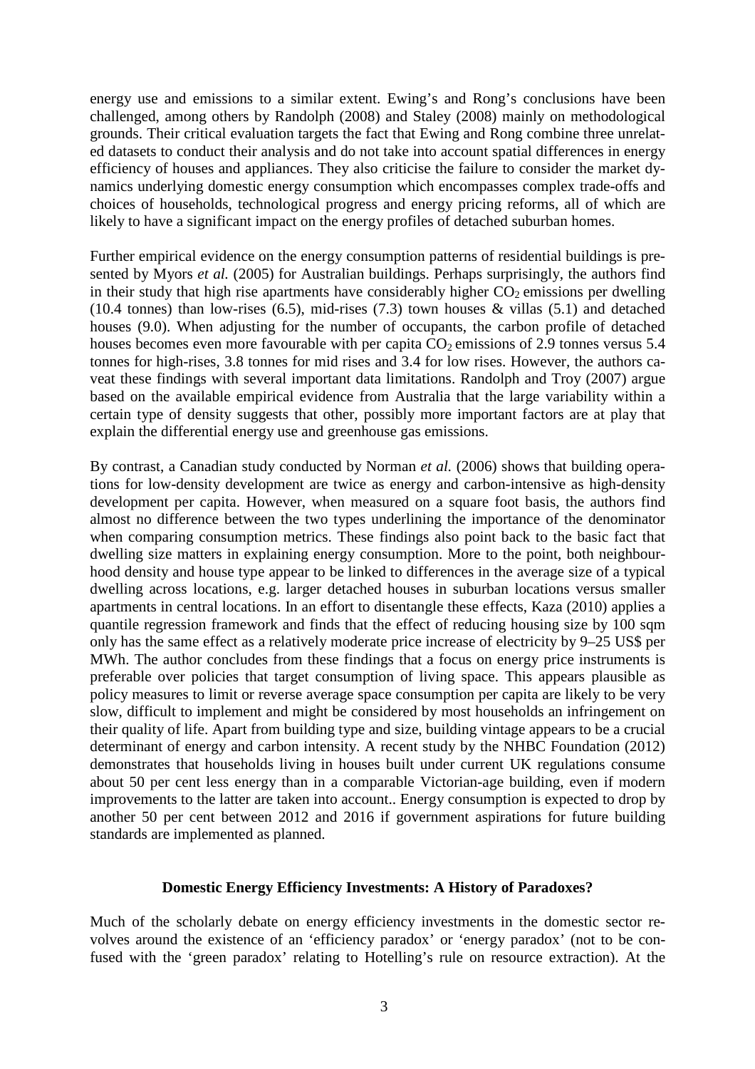energy use and emissions to a similar extent. Ewing's and Rong's conclusions have been challenged, among others by Randolph (2008) and Staley (2008) mainly on methodological grounds. Their critical evaluation targets the fact that Ewing and Rong combine three unrelated datasets to conduct their analysis and do not take into account spatial differences in energy efficiency of houses and appliances. They also criticise the failure to consider the market dynamics underlying domestic energy consumption which encompasses complex trade-offs and choices of households, technological progress and energy pricing reforms, all of which are likely to have a significant impact on the energy profiles of detached suburban homes.

Further empirical evidence on the energy consumption patterns of residential buildings is presented by Myors *et al.* (2005) for Australian buildings. Perhaps surprisingly, the authors find in their study that high rise apartments have considerably higher $CO_2$ emissions per dwelling (10.4 tonnes) than low-rises (6.5), mid-rises (7.3) town houses & villas (5.1) and detached houses (9.0). When adjusting for the number of occupants, the carbon profile of detached houses becomes even more favourable with per capita $CO_2$ emissions of 2.9 tonnes versus 5.4 tonnes for high-rises, 3.8 tonnes for mid rises and 3.4 for low rises. However, the authors caveat these findings with several important data limitations. Randolph and Troy (2007) argue based on the available empirical evidence from Australia that the large variability within a certain type of density suggests that other, possibly more important factors are at play that explain the differential energy use and greenhouse gas emissions.

By contrast, a Canadian study conducted by Norman *et al.* (2006) shows that building operations for low-density development are twice as energy and carbon-intensive as high-density development per capita. However, when measured on a square foot basis, the authors find almost no difference between the two types underlining the importance of the denominator when comparing consumption metrics. These findings also point back to the basic fact that dwelling size matters in explaining energy consumption. More to the point, both neighbourhood density and house type appear to be linked to differences in the average size of a typical dwelling across locations, e.g. larger detached houses in suburban locations versus smaller apartments in central locations. In an effort to disentangle these effects, Kaza (2010) applies a quantile regression framework and finds that the effect of reducing housing size by 100 sqm only has the same effect as a relatively moderate price increase of electricity by 9–25 US$ per MWh. The author concludes from these findings that a focus on energy price instruments is preferable over policies that target consumption of living space. This appears plausible as policy measures to limit or reverse average space consumption per capita are likely to be very slow, difficult to implement and might be considered by most households an infringement on their quality of life. Apart from building type and size, building vintage appears to be a crucial determinant of energy and carbon intensity. A recent study by the NHBC Foundation (2012) demonstrates that households living in houses built under current UK regulations consume about 50 per cent less energy than in a comparable Victorian-age building, even if modern improvements to the latter are taken into account.. Energy consumption is expected to drop by another 50 per cent between 2012 and 2016 if government aspirations for future building standards are implemented as planned.

## Domestic Energy Efficiency Investments: A History of Paradoxes?

Much of the scholarly debate on energy efficiency investments in the domestic sector revolves around the existence of an 'efficiency paradox' or 'energy paradox' (not to be confused with the 'green paradox' relating to Hotelling's rule on resource extraction). At the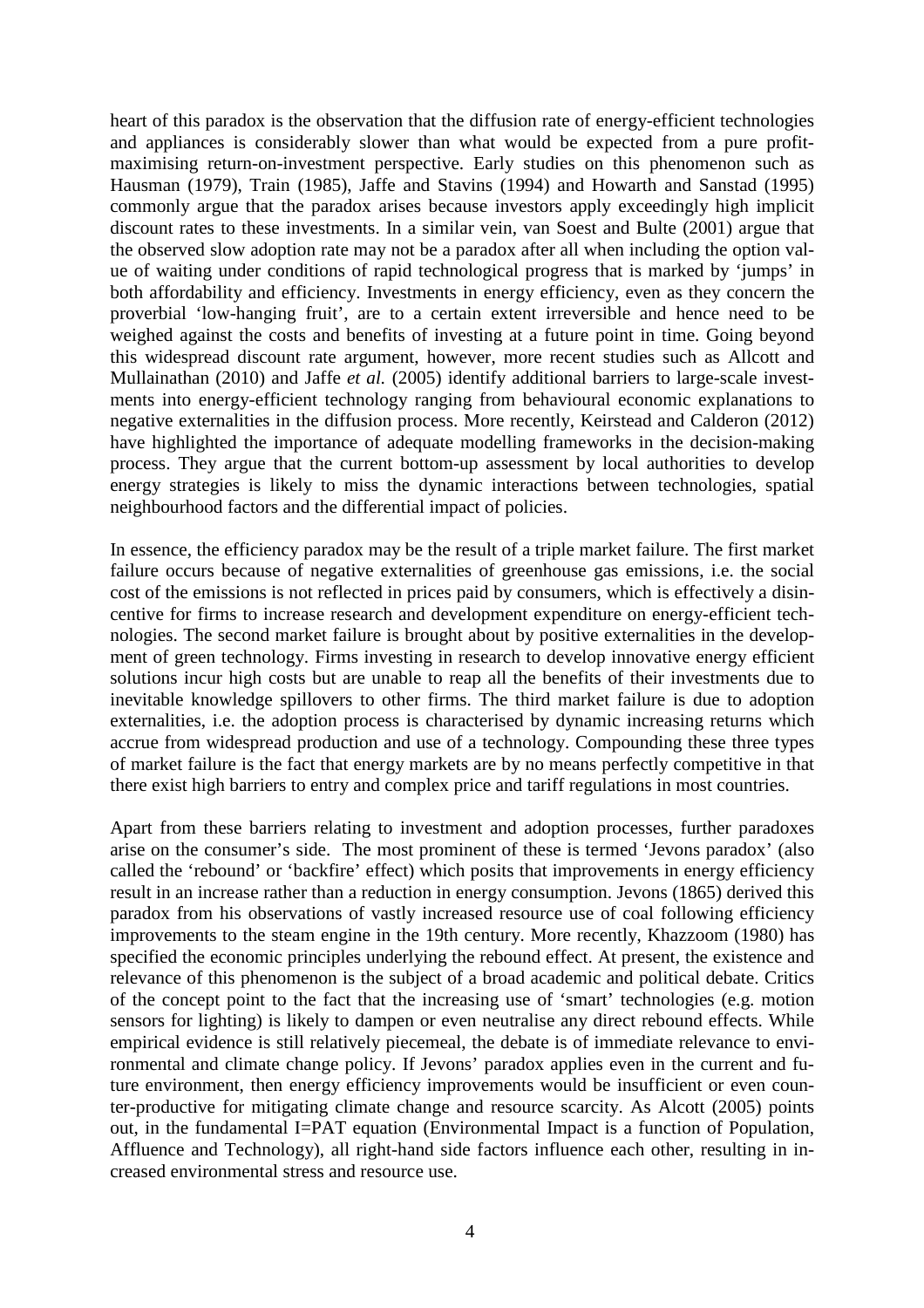heart of this paradox is the observation that the diffusion rate of energy-efficient technologies and appliances is considerably slower than what would be expected from a pure profit-maximising return-on-investment perspective. Early studies on this phenomenon such as Hausman (1979), Train (1985), Jaffe and Stavins (1994) and Howarth and Sanstad (1995) commonly argue that the paradox arises because investors apply exceedingly high implicit discount rates to these investments. In a similar vein, van Soest and Bulte (2001) argue that the observed slow adoption rate may not be a paradox after all when including the option value of waiting under conditions of rapid technological progress that is marked by 'jumps' in both affordability and efficiency. Investments in energy efficiency, even as they concern the proverbial 'low-hanging fruit', are to a certain extent irreversible and hence need to be weighed against the costs and benefits of investing at a future point in time. Going beyond this widespread discount rate argument, however, more recent studies such as Allcott and Mullainathan (2010) and Jaffe *et al.* (2005) identify additional barriers to large-scale investments into energy-efficient technology ranging from behavioural economic explanations to negative externalities in the diffusion process. More recently, Keirstead and Calderon (2012) have highlighted the importance of adequate modelling frameworks in the decision-making process. They argue that the current bottom-up assessment by local authorities to develop energy strategies is likely to miss the dynamic interactions between technologies, spatial neighbourhood factors and the differential impact of policies.

In essence, the efficiency paradox may be the result of a triple market failure. The first market failure occurs because of negative externalities of greenhouse gas emissions, i.e. the social cost of the emissions is not reflected in prices paid by consumers, which is effectively a disincentive for firms to increase research and development expenditure on energy-efficient technologies. The second market failure is brought about by positive externalities in the development of green technology. Firms investing in research to develop innovative energy efficient solutions incur high costs but are unable to reap all the benefits of their investments due to inevitable knowledge spillovers to other firms. The third market failure is due to adoption externalities, i.e. the adoption process is characterised by dynamic increasing returns which accrue from widespread production and use of a technology. Compounding these three types of market failure is the fact that energy markets are by no means perfectly competitive in that there exist high barriers to entry and complex price and tariff regulations in most countries.

Apart from these barriers relating to investment and adoption processes, further paradoxes arise on the consumer's side. The most prominent of these is termed 'Jevons paradox' (also called the 'rebound' or 'backfire' effect) which posits that improvements in energy efficiency result in an increase rather than a reduction in energy consumption. Jevons (1865) derived this paradox from his observations of vastly increased resource use of coal following efficiency improvements to the steam engine in the 19th century. More recently, Khazzoom (1980) has specified the economic principles underlying the rebound effect. At present, the existence and relevance of this phenomenon is the subject of a broad academic and political debate. Critics of the concept point to the fact that the increasing use of 'smart' technologies (e.g. motion sensors for lighting) is likely to dampen or even neutralise any direct rebound effects. While empirical evidence is still relatively piecemeal, the debate is of immediate relevance to environmental and climate change policy. If Jevons' paradox applies even in the current and future environment, then energy efficiency improvements would be insufficient or even counter-productive for mitigating climate change and resource scarcity. As Alcott (2005) points out, in the fundamental I=PAT equation (Environmental Impact is a function of Population, Affluence and Technology), all right-hand side factors influence each other, resulting in increased environmental stress and resource use.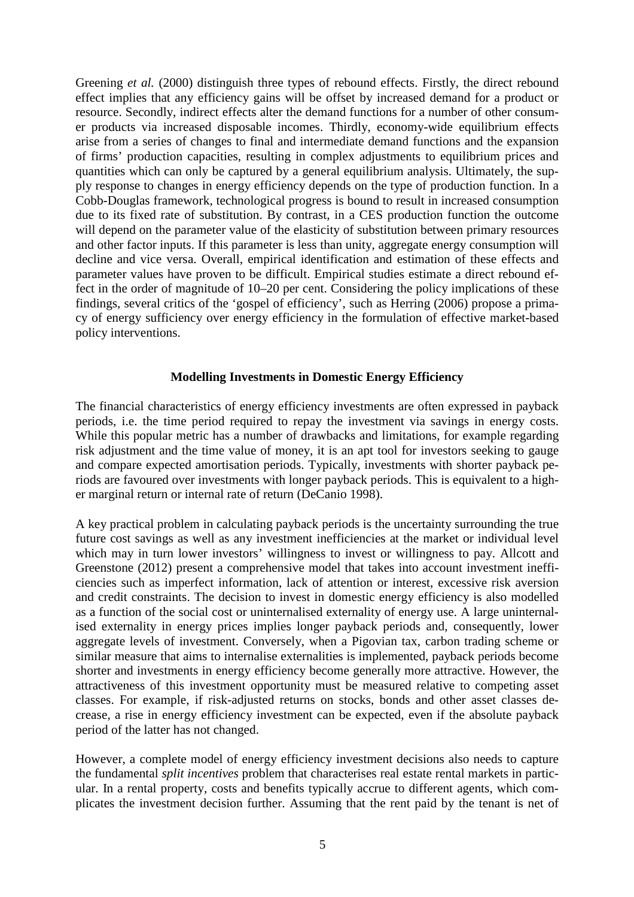Greening *et al.* (2000) distinguish three types of rebound effects. Firstly, the direct rebound effect implies that any efficiency gains will be offset by increased demand for a product or resource. Secondly, indirect effects alter the demand functions for a number of other consumer products via increased disposable incomes. Thirdly, economy-wide equilibrium effects arise from a series of changes to final and intermediate demand functions and the expansion of firms' production capacities, resulting in complex adjustments to equilibrium prices and quantities which can only be captured by a general equilibrium analysis. Ultimately, the supply response to changes in energy efficiency depends on the type of production function. In a Cobb-Douglas framework, technological progress is bound to result in increased consumption due to its fixed rate of substitution. By contrast, in a CES production function the outcome will depend on the parameter value of the elasticity of substitution between primary resources and other factor inputs. If this parameter is less than unity, aggregate energy consumption will decline and vice versa. Overall, empirical identification and estimation of these effects and parameter values have proven to be difficult. Empirical studies estimate a direct rebound effect in the order of magnitude of 10–20 per cent. Considering the policy implications of these findings, several critics of the 'gospel of efficiency', such as Herring (2006) propose a primacy of energy sufficiency over energy efficiency in the formulation of effective market-based policy interventions.

## Modelling Investments in Domestic Energy Efficiency

The financial characteristics of energy efficiency investments are often expressed in payback periods, i.e. the time period required to repay the investment via savings in energy costs. While this popular metric has a number of drawbacks and limitations, for example regarding risk adjustment and the time value of money, it is an apt tool for investors seeking to gauge and compare expected amortisation periods. Typically, investments with shorter payback periods are favoured over investments with longer payback periods. This is equivalent to a higher marginal return or internal rate of return (DeCanio 1998).

A key practical problem in calculating payback periods is the uncertainty surrounding the true future cost savings as well as any investment inefficiencies at the market or individual level which may in turn lower investors' willingness to invest or willingness to pay. Allcott and Greenstone (2012) present a comprehensive model that takes into account investment inefficiencies such as imperfect information, lack of attention or interest, excessive risk aversion and credit constraints. The decision to invest in domestic energy efficiency is also modelled as a function of the social cost or uninternalised externality of energy use. A large uninternalised externality in energy prices implies longer payback periods and, consequently, lower aggregate levels of investment. Conversely, when a Pigovian tax, carbon trading scheme or similar measure that aims to internalise externalities is implemented, payback periods become shorter and investments in energy efficiency become generally more attractive. However, the attractiveness of this investment opportunity must be measured relative to competing asset classes. For example, if risk-adjusted returns on stocks, bonds and other asset classes decrease, a rise in energy efficiency investment can be expected, even if the absolute payback period of the latter has not changed.

However, a complete model of energy efficiency investment decisions also needs to capture the fundamental *split incentives* problem that characterises real estate rental markets in particular. In a rental property, costs and benefits typically accrue to different agents, which complicates the investment decision further. Assuming that the rent paid by the tenant is net of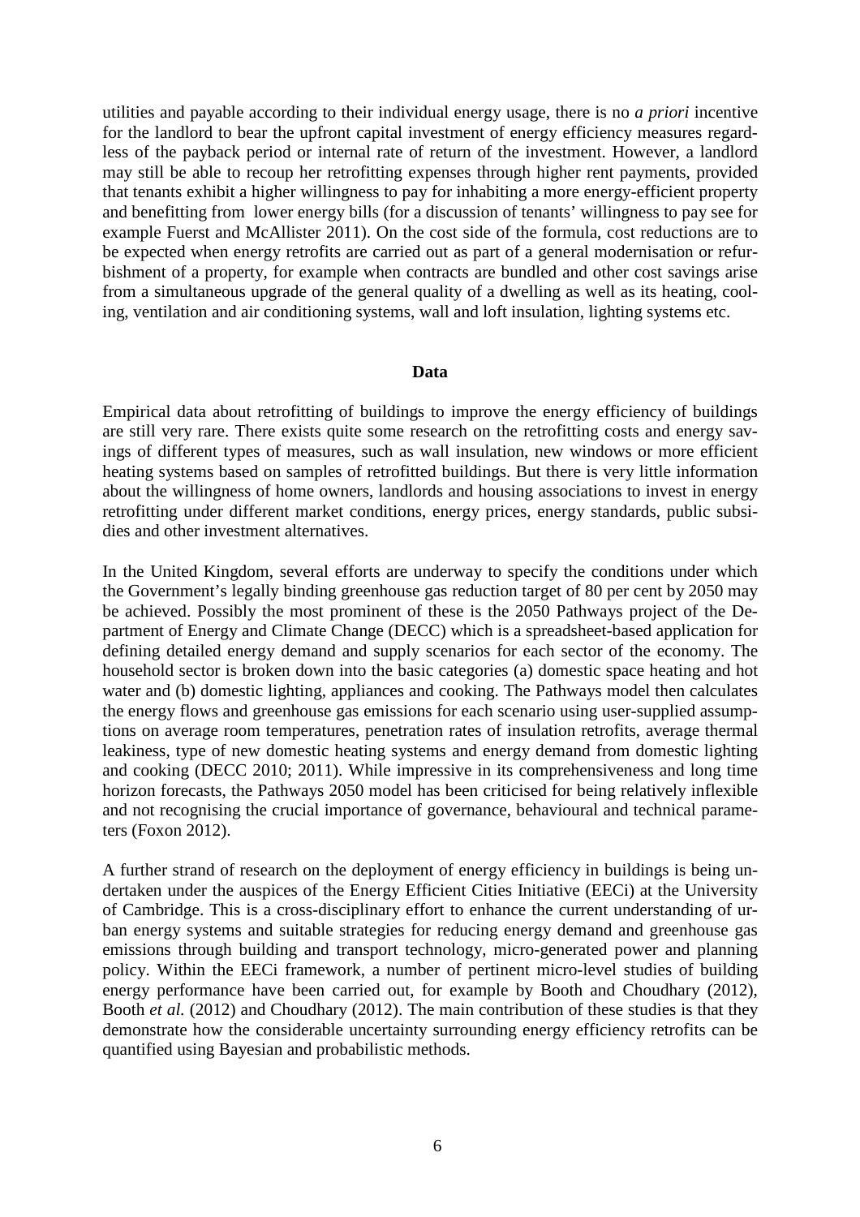utilities and payable according to their individual energy usage, there is no *a priori* incentive for the landlord to bear the upfront capital investment of energy efficiency measures regardless of the payback period or internal rate of return of the investment. However, a landlord may still be able to recoup her retrofitting expenses through higher rent payments, provided that tenants exhibit a higher willingness to pay for inhabiting a more energy-efficient property and benefitting from lower energy bills (for a discussion of tenants' willingness to pay see for example Fuerst and McAllister 2011). On the cost side of the formula, cost reductions are to be expected when energy retrofits are carried out as part of a general modernisation or refurbishment of a property, for example when contracts are bundled and other cost savings arise from a simultaneous upgrade of the general quality of a dwelling as well as its heating, cooling, ventilation and air conditioning systems, wall and loft insulation, lighting systems etc.

## Data

Empirical data about retrofitting of buildings to improve the energy efficiency of buildings are still very rare. There exists quite some research on the retrofitting costs and energy savings of different types of measures, such as wall insulation, new windows or more efficient heating systems based on samples of retrofitted buildings. But there is very little information about the willingness of home owners, landlords and housing associations to invest in energy retrofitting under different market conditions, energy prices, energy standards, public subsidies and other investment alternatives.

In the United Kingdom, several efforts are underway to specify the conditions under which the Government's legally binding greenhouse gas reduction target of 80 per cent by 2050 may be achieved. Possibly the most prominent of these is the 2050 Pathways project of the Department of Energy and Climate Change (DECC) which is a spreadsheet-based application for defining detailed energy demand and supply scenarios for each sector of the economy. The household sector is broken down into the basic categories (a) domestic space heating and hot water and (b) domestic lighting, appliances and cooking. The Pathways model then calculates the energy flows and greenhouse gas emissions for each scenario using user-supplied assumptions on average room temperatures, penetration rates of insulation retrofits, average thermal leakiness, type of new domestic heating systems and energy demand from domestic lighting and cooking (DECC 2010; 2011). While impressive in its comprehensiveness and long time horizon forecasts, the Pathways 2050 model has been criticised for being relatively inflexible and not recognising the crucial importance of governance, behavioural and technical parameters (Foxon 2012).

A further strand of research on the deployment of energy efficiency in buildings is being undertaken under the auspices of the Energy Efficient Cities Initiative (EECi) at the University of Cambridge. This is a cross-disciplinary effort to enhance the current understanding of urban energy systems and suitable strategies for reducing energy demand and greenhouse gas emissions through building and transport technology, micro-generated power and planning policy. Within the EECi framework, a number of pertinent micro-level studies of building energy performance have been carried out, for example by Booth and Choudhary (2012), Booth *et al.* (2012) and Choudhary (2012). The main contribution of these studies is that they demonstrate how the considerable uncertainty surrounding energy efficiency retrofits can be quantified using Bayesian and probabilistic methods.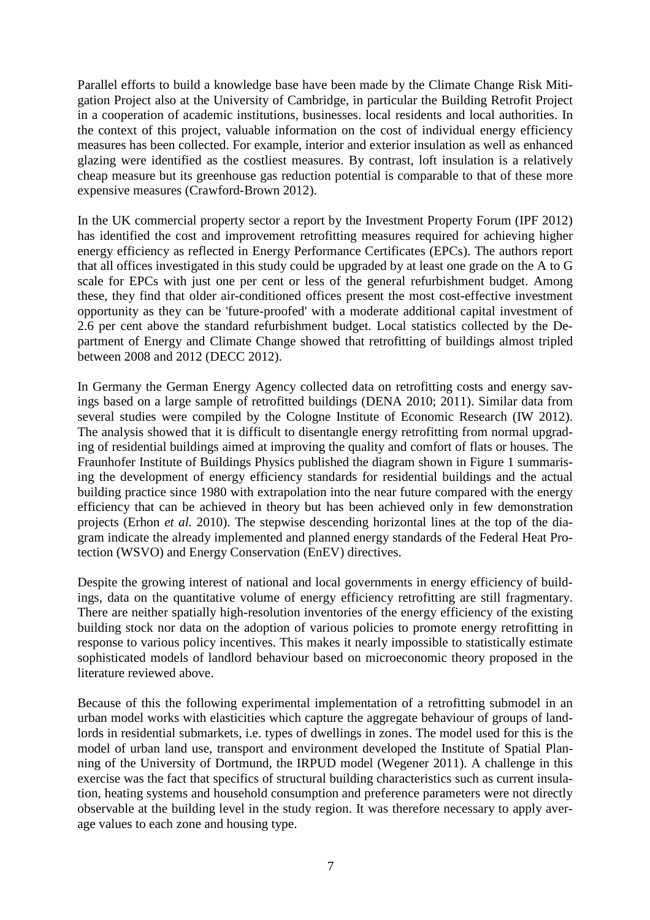Parallel efforts to build a knowledge base have been made by the Climate Change Risk Mitigation Project also at the University of Cambridge, in particular the Building Retrofit Project in a cooperation of academic institutions, businesses. local residents and local authorities. In the context of this project, valuable information on the cost of individual energy efficiency measures has been collected. For example, interior and exterior insulation as well as enhanced glazing were identified as the costliest measures. By contrast, loft insulation is a relatively cheap measure but its greenhouse gas reduction potential is comparable to that of these more expensive measures (Crawford-Brown 2012).

In the UK commercial property sector a report by the Investment Property Forum (IPF 2012) has identified the cost and improvement retrofitting measures required for achieving higher energy efficiency as reflected in Energy Performance Certificates (EPCs). The authors report that all offices investigated in this study could be upgraded by at least one grade on the A to G scale for EPCs with just one per cent or less of the general refurbishment budget. Among these, they find that older air-conditioned offices present the most cost-effective investment opportunity as they can be 'future-proofed' with a moderate additional capital investment of 2.6 per cent above the standard refurbishment budget. Local statistics collected by the Department of Energy and Climate Change showed that retrofitting of buildings almost tripled between 2008 and 2012 (DECC 2012).

In Germany the German Energy Agency collected data on retrofitting costs and energy savings based on a large sample of retrofitted buildings (DENA 2010; 2011). Similar data from several studies were compiled by the Cologne Institute of Economic Research (IW 2012). The analysis showed that it is difficult to disentangle energy retrofitting from normal upgrading of residential buildings aimed at improving the quality and comfort of flats or houses. The Fraunhofer Institute of Buildings Physics published the diagram shown in Figure 1 summarising the development of energy efficiency standards for residential buildings and the actual building practice since 1980 with extrapolation into the near future compared with the energy efficiency that can be achieved in theory but has been achieved only in few demonstration projects (Erhon *et al.* 2010). The stepwise descending horizontal lines at the top of the diagram indicate the already implemented and planned energy standards of the Federal Heat Protection (WSVO) and Energy Conservation (EnEV) directives.

Despite the growing interest of national and local governments in energy efficiency of buildings, data on the quantitative volume of energy efficiency retrofitting are still fragmentary. There are neither spatially high-resolution inventories of the energy efficiency of the existing building stock nor data on the adoption of various policies to promote energy retrofitting in response to various policy incentives. This makes it nearly impossible to statistically estimate sophisticated models of landlord behaviour based on microeconomic theory proposed in the literature reviewed above.

Because of this the following experimental implementation of a retrofitting submodel in an urban model works with elasticities which capture the aggregate behaviour of groups of landlords in residential submarkets, i.e. types of dwellings in zones. The model used for this is the model of urban land use, transport and environment developed the Institute of Spatial Planning of the University of Dortmund, the IRPUD model (Wegener 2011). A challenge in this exercise was the fact that specifics of structural building characteristics such as current insulation, heating systems and household consumption and preference parameters were not directly observable at the building level in the study region. It was therefore necessary to apply average values to each zone and housing type.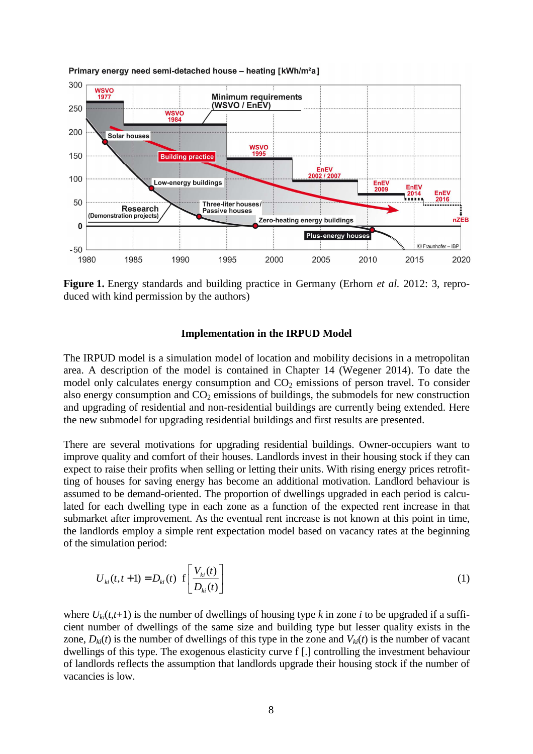**Figure 1.** Energy standards and building practice in Germany (Erhorn *et al.* 2012: 3, reproduced with kind permission by the authors)

### Implementation in the IRPUD Model

The IRPUD model is a simulation model of location and mobility decisions in a metropolitan area. A description of the model is contained in Chapter 14 (Wegener 2014). To date the model only calculates energy consumption and $CO_2$ emissions of person travel. To consider also energy consumption and $CO_2$ emissions of buildings, the submodels for new construction and upgrading of residential and non-residential buildings are currently being extended. Here the new submodel for upgrading residential buildings and first results are presented.

There are several motivations for upgrading residential buildings. Owner-occupiers want to improve quality and comfort of their houses. Landlords invest in their housing stock if they can expect to raise their profits when selling or letting their units. With rising energy prices retrofitting of houses for saving energy has become an additional motivation. Landlord behaviour is assumed to be demand-oriented. The proportion of dwellings upgraded in each period is calculated for each dwelling type in each zone as a function of the expected rent increase in that submarket after improvement. As the eventual rent increase is not known at this point in time, the landlords employ a simple rent expectation model based on vacancy rates at the beginning of the simulation period:

$$U_{ki}(t,t+1) = D_{ki}(t)\ \mathrm{f}\left[\frac{V_{ki}(t)}{D_{ki}(t)}\right] \tag{1}$$

where $U_{ki}(t,t+1)$ is the number of dwellings of housing type $k$ in zone $i$ to be upgraded if a sufficient number of dwellings of the same size and building type but lesser quality exists in the zone, $D_{ki}(t)$ is the number of dwellings of this type in the zone and $V_{ki}(t)$ is the number of vacant dwellings of this type. The exogenous elasticity curve f [.] controlling the investment behaviour of landlords reflects the assumption that landlords upgrade their housing stock if the number of vacancies is low.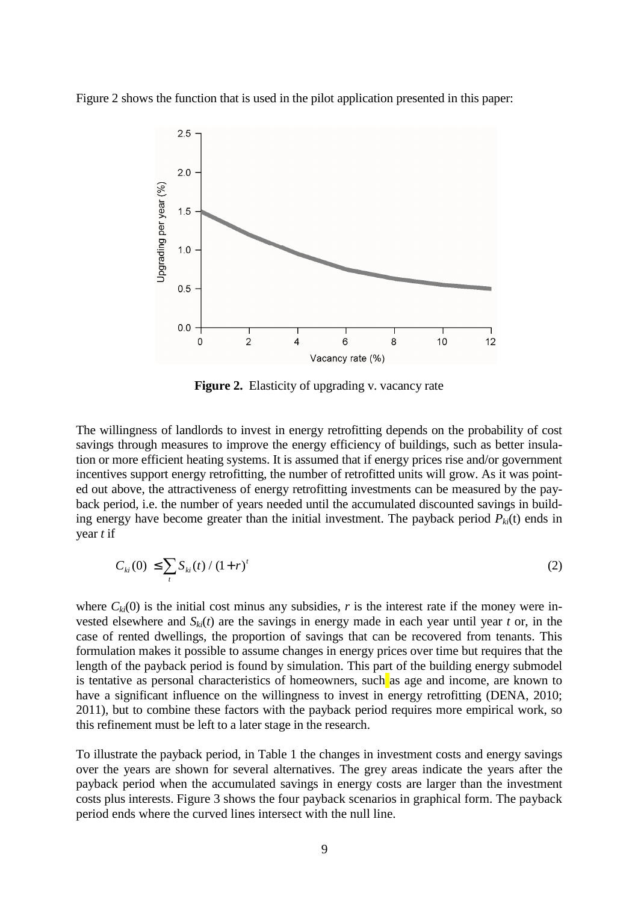Figure 2 shows the function that is used in the pilot application presented in this paper:

**Figure 2.** Elasticity of upgrading v. vacancy rate

The willingness of landlords to invest in energy retrofitting depends on the probability of cost savings through measures to improve the energy efficiency of buildings, such as better insulation or more efficient heating systems. It is assumed that if energy prices rise and/or government incentives support energy retrofitting, the number of retrofitted units will grow. As it was pointed out above, the attractiveness of energy retrofitting investments can be measured by the payback period, i.e. the number of years needed until the accumulated discounted savings in building energy have become greater than the initial investment. The payback period $P_{ki}(t)$ ends in year $t$ if

$$C_{ki}(0) \leq \sum_{t} S_{ki}(t) / (1+r)^{t} \tag{2}$$

where $C_{ki}(0)$ is the initial cost minus any subsidies, $r$ is the interest rate if the money were invested elsewhere and $S_{ki}(t)$ are the savings in energy made in each year until year $t$ or, in the case of rented dwellings, the proportion of savings that can be recovered from tenants. This formulation makes it possible to assume changes in energy prices over time but requires that the length of the payback period is found by simulation. This part of the building energy submodel is tentative as personal characteristics of homeowners, such as age and income, are known to have a significant influence on the willingness to invest in energy retrofitting (DENA, 2010; 2011), but to combine these factors with the payback period requires more empirical work, so this refinement must be left to a later stage in the research.

To illustrate the payback period, in Table 1 the changes in investment costs and energy savings over the years are shown for several alternatives. The grey areas indicate the years after the payback period when the accumulated savings in energy costs are larger than the investment costs plus interests. Figure 3 shows the four payback scenarios in graphical form. The payback period ends where the curved lines intersect with the null line.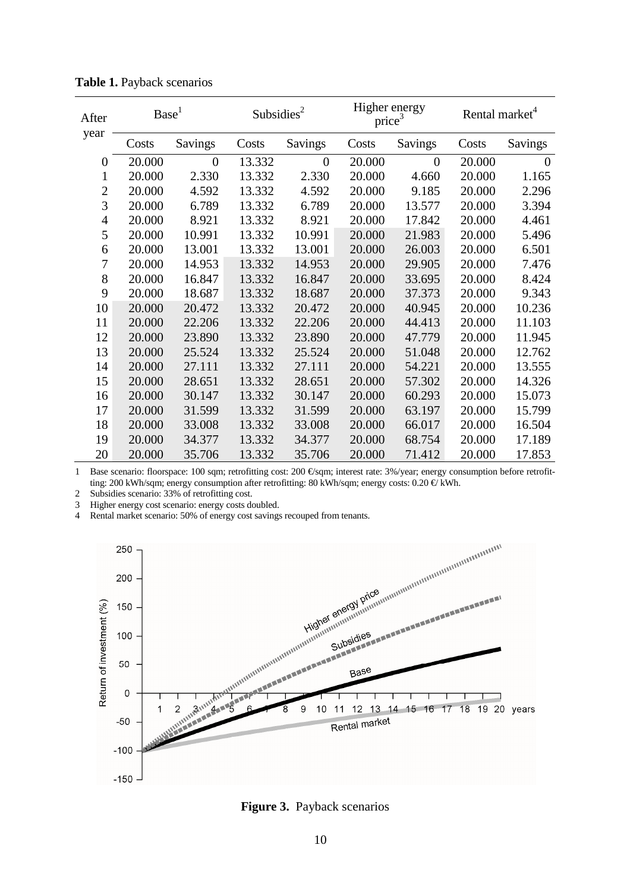**Table 1.** Payback scenarios

| After year | Base[1] | | Subsidies[2] | | Higher energy price[3] | | Rental market[4] | |
|---|---|---|---|---|---|---|---|---|
| | Costs | Savings | Costs | Savings | Costs | Savings | Costs | Savings |
| 0 | 20.000 | 0 | 13.332 | 0 | 20.000 | 0 | 20.000 | 0 |
| 1 | 20.000 | 2.330 | 13.332 | 2.330 | 20.000 | 4.660 | 20.000 | 1.165 |
| 2 | 20.000 | 4.592 | 13.332 | 4.592 | 20.000 | 9.185 | 20.000 | 2.296 |
| 3 | 20.000 | 6.789 | 13.332 | 6.789 | 20.000 | 13.577 | 20.000 | 3.394 |
| 4 | 20.000 | 8.921 | 13.332 | 8.921 | 20.000 | 17.842 | 20.000 | 4.461 |
| 5 | 20.000 | 10.991 | 13.332 | 10.991 | 20.000 | 21.983 | 20.000 | 5.496 |
| 6 | 20.000 | 13.001 | 13.332 | 13.001 | 20.000 | 26.003 | 20.000 | 6.501 |
| 7 | 20.000 | 14.953 | 13.332 | 14.953 | 20.000 | 29.905 | 20.000 | 7.476 |
| 8 | 20.000 | 16.847 | 13.332 | 16.847 | 20.000 | 33.695 | 20.000 | 8.424 |
| 9 | 20.000 | 18.687 | 13.332 | 18.687 | 20.000 | 37.373 | 20.000 | 9.343 |
| 10 | 20.000 | 20.472 | 13.332 | 20.472 | 20.000 | 40.945 | 20.000 | 10.236 |
| 11 | 20.000 | 22.206 | 13.332 | 22.206 | 20.000 | 44.413 | 20.000 | 11.103 |
| 12 | 20.000 | 23.890 | 13.332 | 23.890 | 20.000 | 47.779 | 20.000 | 11.945 |
| 13 | 20.000 | 25.524 | 13.332 | 25.524 | 20.000 | 51.048 | 20.000 | 12.762 |
| 14 | 20.000 | 27.111 | 13.332 | 27.111 | 20.000 | 54.221 | 20.000 | 13.555 |
| 15 | 20.000 | 28.651 | 13.332 | 28.651 | 20.000 | 57.302 | 20.000 | 14.326 |
| 16 | 20.000 | 30.147 | 13.332 | 30.147 | 20.000 | 60.293 | 20.000 | 15.073 |
| 17 | 20.000 | 31.599 | 13.332 | 31.599 | 20.000 | 63.197 | 20.000 | 15.799 |
| 18 | 20.000 | 33.008 | 13.332 | 33.008 | 20.000 | 66.017 | 20.000 | 16.504 |
| 19 | 20.000 | 34.377 | 13.332 | 34.377 | 20.000 | 68.754 | 20.000 | 17.189 |
| 20 | 20.000 | 35.706 | 13.332 | 35.706 | 20.000 | 71.412 | 20.000 | 17.853 |

1 Base scenario: floorspace: 100 sqm; retrofitting cost: 200 €/sqm; interest rate: 3%/year; energy consumption before retrofitting: 200 kWh/sqm; energy consumption after retrofitting: 80 kWh/sqm; energy costs: 0.20 €/ kWh.

2 Subsidies scenario: 33% of retrofitting cost.

3 Higher energy cost scenario: energy costs doubled.

4 Rental market scenario: 50% of energy cost savings recouped from tenants.

**Figure 3.** Payback scenarios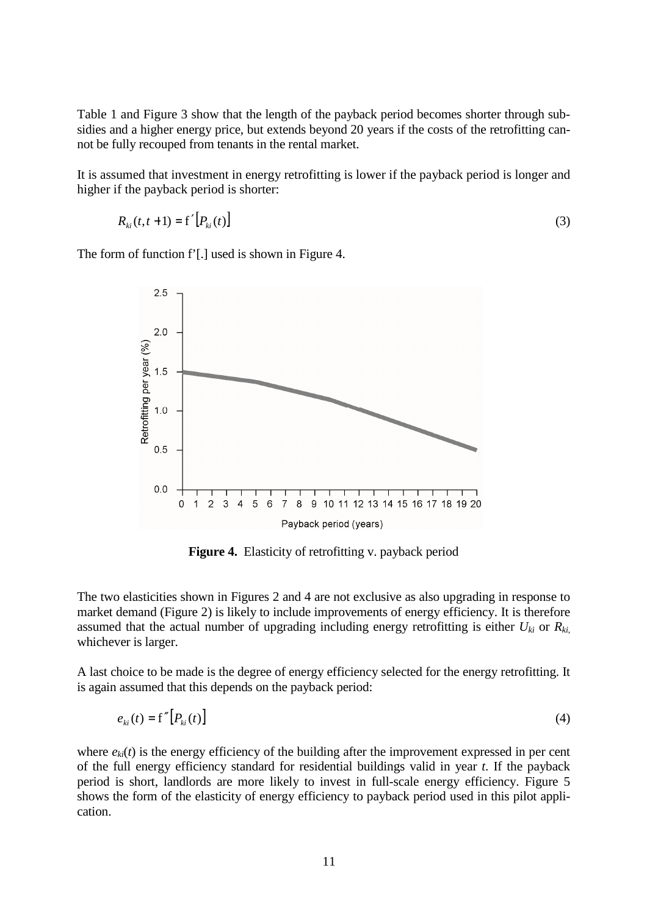Table 1 and Figure 3 show that the length of the payback period becomes shorter through subsidies and a higher energy price, but extends beyond 20 years if the costs of the retrofitting cannot be fully recouped from tenants in the rental market.

It is assumed that investment in energy retrofitting is lower if the payback period is longer and higher if the payback period is shorter:

$$R_{ki}(t, t+1) = f'[P_{ki}(t)] \tag{3}$$

The form of function f'[.] used is shown in Figure 4.

**Figure 4.** Elasticity of retrofitting v. payback period

The two elasticities shown in Figures 2 and 4 are not exclusive as also upgrading in response to market demand (Figure 2) is likely to include improvements of energy efficiency. It is therefore assumed that the actual number of upgrading including energy retrofitting is either $U_{ki}$ or $R_{ki}$, whichever is larger.

A last choice to be made is the degree of energy efficiency selected for the energy retrofitting. It is again assumed that this depends on the payback period:

$$e_{ki}(t) = f''[P_{ki}(t)] \tag{4}$$

where $e_{ki}(t)$ is the energy efficiency of the building after the improvement expressed in per cent of the full energy efficiency standard for residential buildings valid in year $t$. If the payback period is short, landlords are more likely to invest in full-scale energy efficiency. Figure 5 shows the form of the elasticity of energy efficiency to payback period used in this pilot application.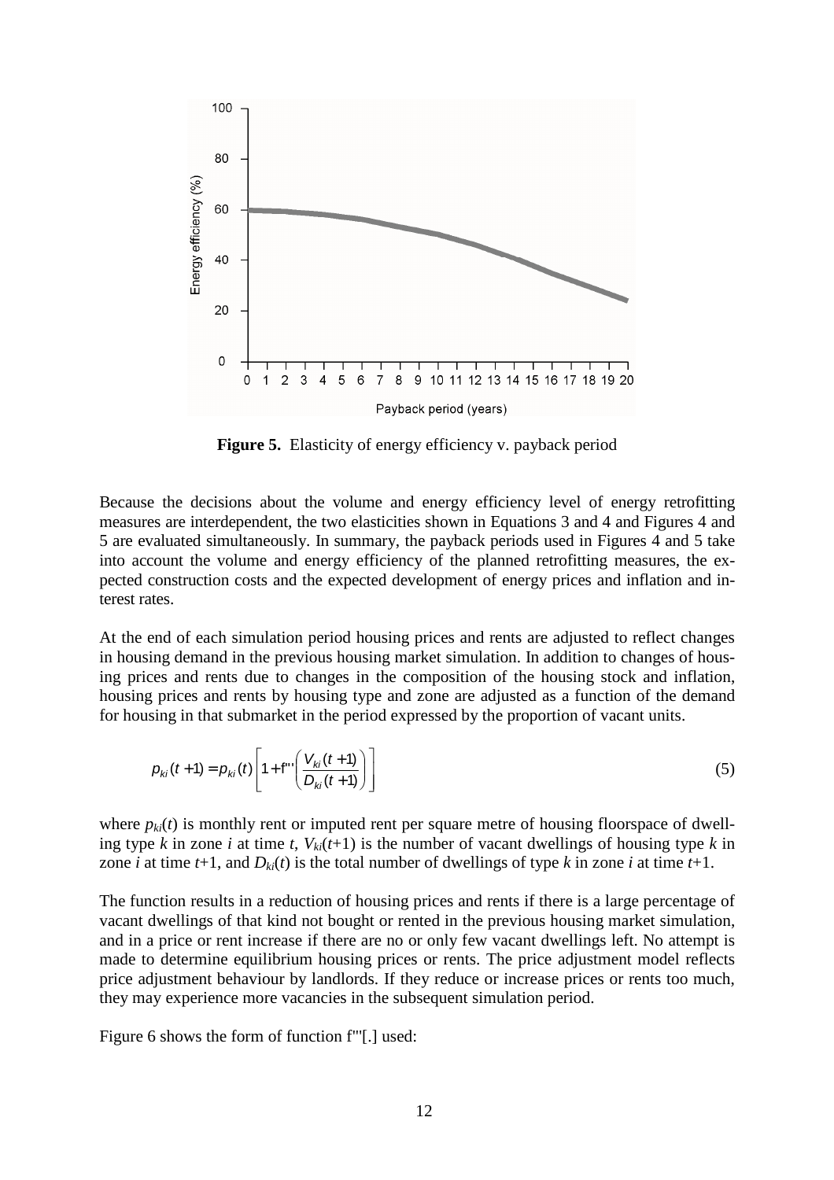**Figure 5.** Elasticity of energy efficiency v. payback period

Because the decisions about the volume and energy efficiency level of energy retrofitting measures are interdependent, the two elasticities shown in Equations 3 and 4 and Figures 4 and 5 are evaluated simultaneously. In summary, the payback periods used in Figures 4 and 5 take into account the volume and energy efficiency of the planned retrofitting measures, the expected construction costs and the expected development of energy prices and inflation and interest rates.

At the end of each simulation period housing prices and rents are adjusted to reflect changes in housing demand in the previous housing market simulation. In addition to changes of housing prices and rents due to changes in the composition of the housing stock and inflation, housing prices and rents by housing type and zone are adjusted as a function of the demand for housing in that submarket in the period expressed by the proportion of vacant units.

$$p_{ki}(t+1) = p_{ki}(t)\left[1 + f'''\left(\frac{V_{ki}(t+1)}{D_{ki}(t+1)}\right)\right] \tag{5}$$

where $p_{ki}(t)$ is monthly rent or imputed rent per square metre of housing floorspace of dwelling type $k$ in zone $i$ at time $t$, $V_{ki}(t+1)$ is the number of vacant dwellings of housing type $k$ in zone $i$ at time $t+1$, and $D_{ki}(t)$ is the total number of dwellings of type $k$ in zone $i$ at time $t+1$.

The function results in a reduction of housing prices and rents if there is a large percentage of vacant dwellings of that kind not bought or rented in the previous housing market simulation, and in a price or rent increase if there are no or only few vacant dwellings left. No attempt is made to determine equilibrium housing prices or rents. The price adjustment model reflects price adjustment behaviour by landlords. If they reduce or increase prices or rents too much, they may experience more vacancies in the subsequent simulation period.

Figure 6 shows the form of function f'''[.] used: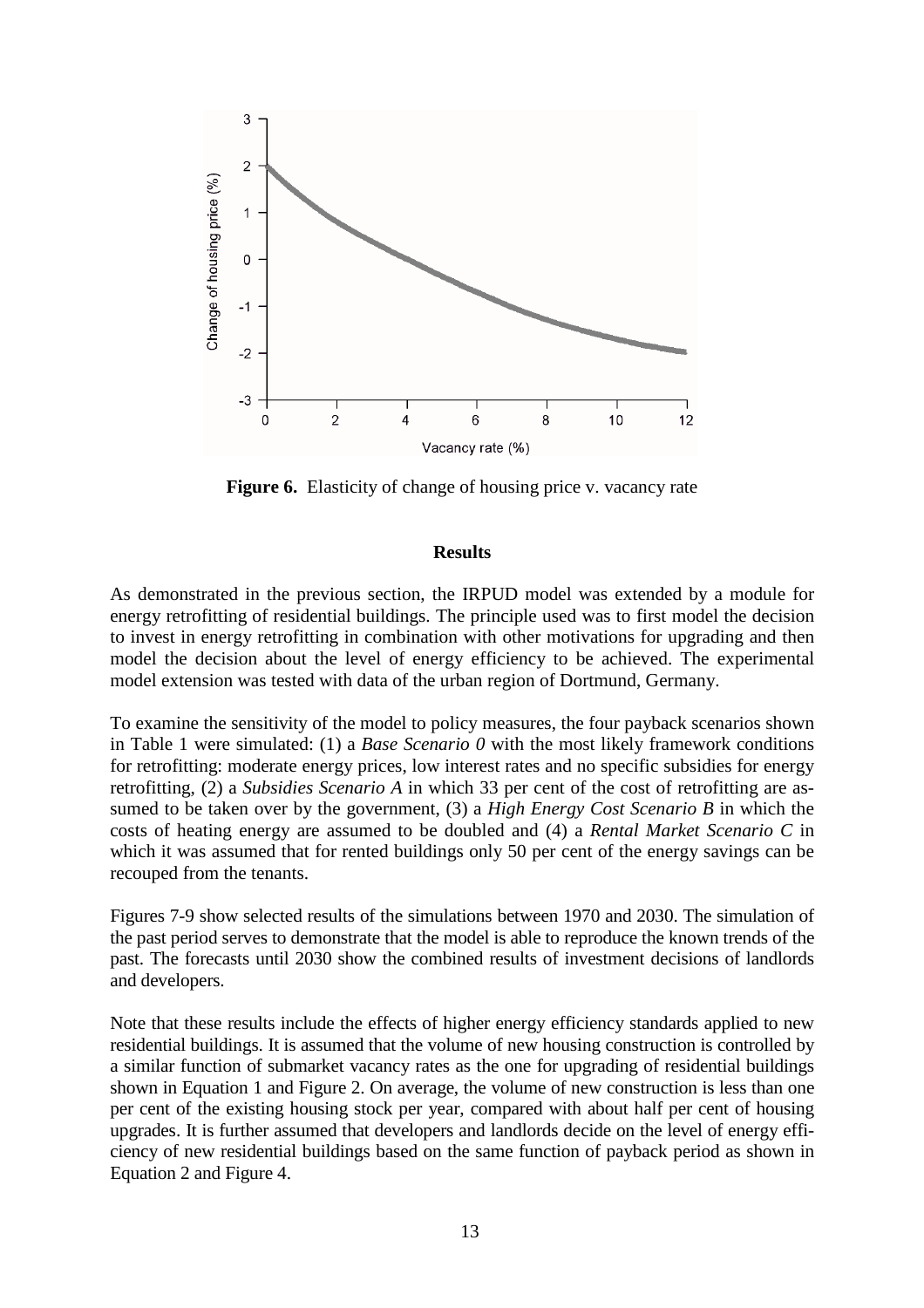**Figure 6.** Elasticity of change of housing price v. vacancy rate

## Results

As demonstrated in the previous section, the IRPUD model was extended by a module for energy retrofitting of residential buildings. The principle used was to first model the decision to invest in energy retrofitting in combination with other motivations for upgrading and then model the decision about the level of energy efficiency to be achieved. The experimental model extension was tested with data of the urban region of Dortmund, Germany.

To examine the sensitivity of the model to policy measures, the four payback scenarios shown in Table 1 were simulated: (1) a *Base Scenario 0* with the most likely framework conditions for retrofitting: moderate energy prices, low interest rates and no specific subsidies for energy retrofitting, (2) a *Subsidies Scenario A* in which 33 per cent of the cost of retrofitting are assumed to be taken over by the government, (3) a *High Energy Cost Scenario B* in which the costs of heating energy are assumed to be doubled and (4) a *Rental Market Scenario C* in which it was assumed that for rented buildings only 50 per cent of the energy savings can be recouped from the tenants.

Figures 7-9 show selected results of the simulations between 1970 and 2030. The simulation of the past period serves to demonstrate that the model is able to reproduce the known trends of the past. The forecasts until 2030 show the combined results of investment decisions of landlords and developers.

Note that these results include the effects of higher energy efficiency standards applied to new residential buildings. It is assumed that the volume of new housing construction is controlled by a similar function of submarket vacancy rates as the one for upgrading of residential buildings shown in Equation 1 and Figure 2. On average, the volume of new construction is less than one per cent of the existing housing stock per year, compared with about half per cent of housing upgrades. It is further assumed that developers and landlords decide on the level of energy efficiency of new residential buildings based on the same function of payback period as shown in Equation 2 and Figure 4.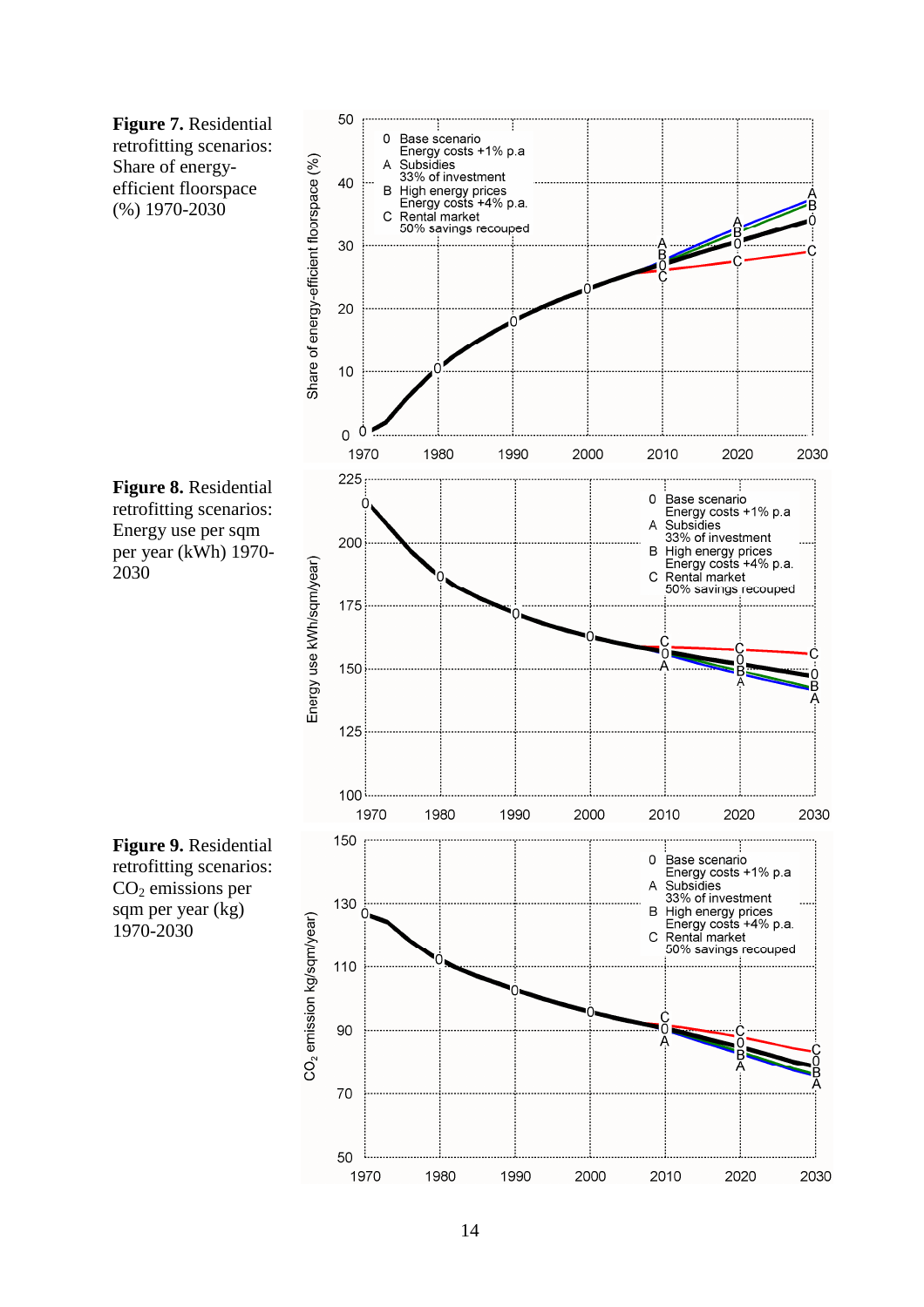**Figure 7.** Residential retrofitting scenarios: Share of energy-efficient floorspace (%) 1970-2030

**Figure 8.** Residential retrofitting scenarios: Energy use per sqm per year (kWh) 1970-2030

**Figure 9.** Residential retrofitting scenarios: $CO_2$ emissions per sqm per year (kg) 1970-2030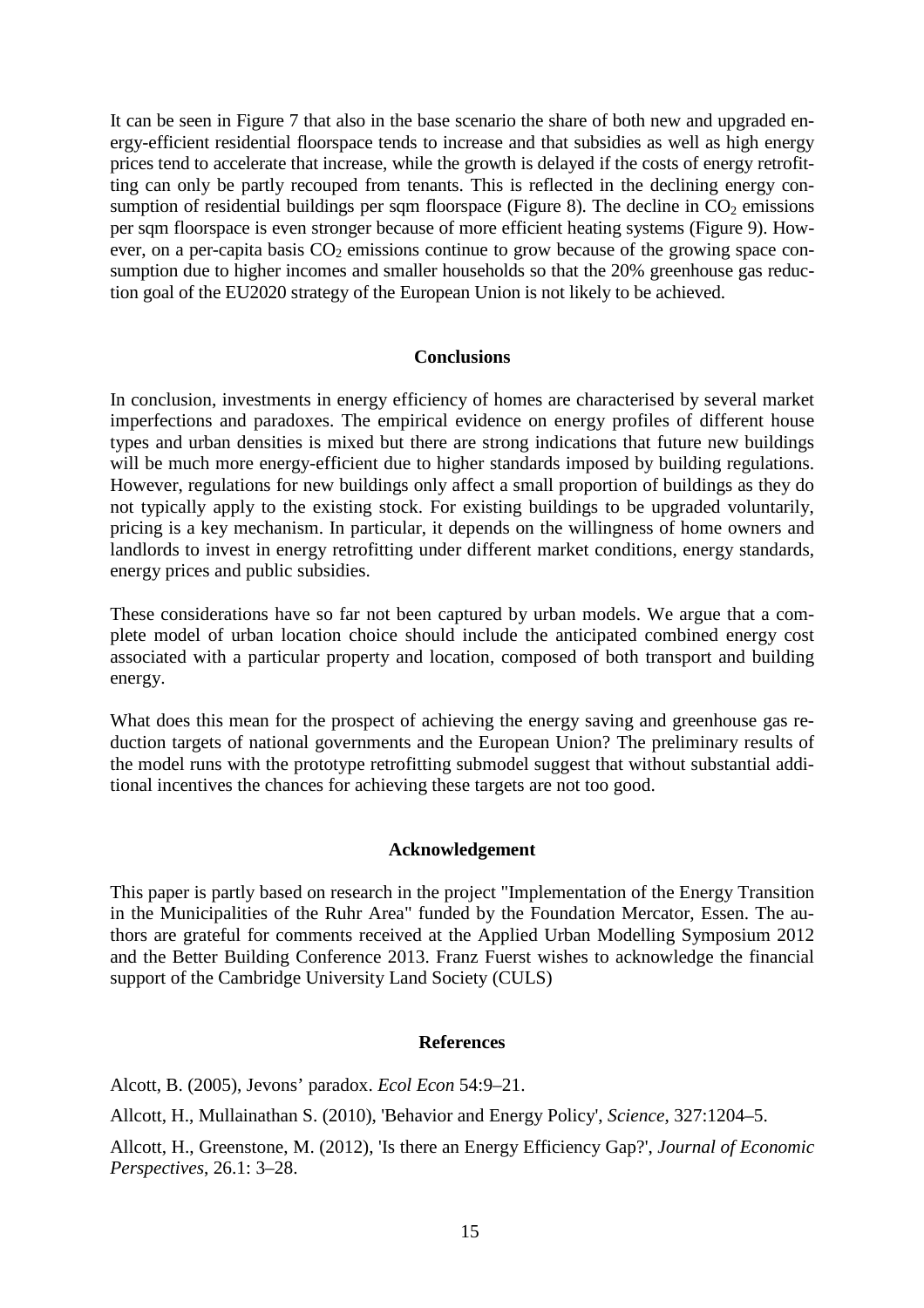It can be seen in Figure 7 that also in the base scenario the share of both new and upgraded energy-efficient residential floorspace tends to increase and that subsidies as well as high energy prices tend to accelerate that increase, while the growth is delayed if the costs of energy retrofitting can only be partly recouped from tenants. This is reflected in the declining energy consumption of residential buildings per sqm floorspace (Figure 8). The decline in $CO_2$ emissions per sqm floorspace is even stronger because of more efficient heating systems (Figure 9). However, on a per-capita basis $CO_2$ emissions continue to grow because of the growing space consumption due to higher incomes and smaller households so that the 20% greenhouse gas reduction goal of the EU2020 strategy of the European Union is not likely to be achieved.

## Conclusions

In conclusion, investments in energy efficiency of homes are characterised by several market imperfections and paradoxes. The empirical evidence on energy profiles of different house types and urban densities is mixed but there are strong indications that future new buildings will be much more energy-efficient due to higher standards imposed by building regulations. However, regulations for new buildings only affect a small proportion of buildings as they do not typically apply to the existing stock. For existing buildings to be upgraded voluntarily, pricing is a key mechanism. In particular, it depends on the willingness of home owners and landlords to invest in energy retrofitting under different market conditions, energy standards, energy prices and public subsidies.

These considerations have so far not been captured by urban models. We argue that a complete model of urban location choice should include the anticipated combined energy cost associated with a particular property and location, composed of both transport and building energy.

What does this mean for the prospect of achieving the energy saving and greenhouse gas reduction targets of national governments and the European Union? The preliminary results of the model runs with the prototype retrofitting submodel suggest that without substantial additional incentives the chances for achieving these targets are not too good.

## Acknowledgement

This paper is partly based on research in the project "Implementation of the Energy Transition in the Municipalities of the Ruhr Area" funded by the Foundation Mercator, Essen. The authors are grateful for comments received at the Applied Urban Modelling Symposium 2012 and the Better Building Conference 2013. Franz Fuerst wishes to acknowledge the financial support of the Cambridge University Land Society (CULS)

## References

Alcott, B. (2005), Jevons' paradox. *Ecol Econ* 54:9–21.

Allcott, H., Mullainathan S. (2010), 'Behavior and Energy Policy', *Science*, 327:1204–5.

Allcott, H., Greenstone, M. (2012), 'Is there an Energy Efficiency Gap?', *Journal of Economic Perspectives*, 26.1: 3–28.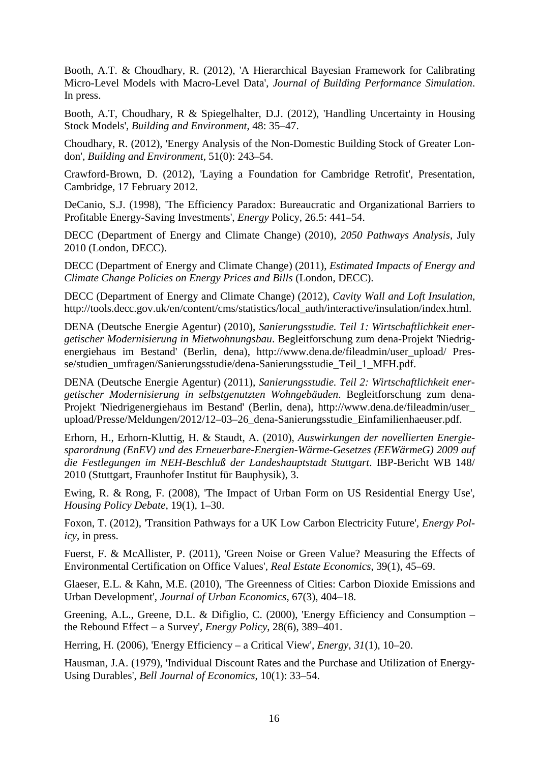Booth, A.T. & Choudhary, R. (2012), 'A Hierarchical Bayesian Framework for Calibrating Micro-Level Models with Macro-Level Data', *Journal of Building Performance Simulation*. In press.

Booth, A.T, Choudhary, R & Spiegelhalter, D.J. (2012), 'Handling Uncertainty in Housing Stock Models', *Building and Environment*, 48: 35–47.

Choudhary, R. (2012), 'Energy Analysis of the Non-Domestic Building Stock of Greater London', *Building and Environment*, 51(0): 243–54.

Crawford-Brown, D. (2012), 'Laying a Foundation for Cambridge Retrofit', Presentation, Cambridge, 17 February 2012.

DeCanio, S.J. (1998), 'The Efficiency Paradox: Bureaucratic and Organizational Barriers to Profitable Energy-Saving Investments', *Energy* Policy, 26.5: 441–54.

DECC (Department of Energy and Climate Change) (2010), *2050 Pathways Analysis*, July 2010 (London, DECC).

DECC (Department of Energy and Climate Change) (2011), *Estimated Impacts of Energy and Climate Change Policies on Energy Prices and Bills* (London, DECC).

DECC (Department of Energy and Climate Change) (2012), *Cavity Wall and Loft Insulation*, http://tools.decc.gov.uk/en/content/cms/statistics/local_auth/interactive/insulation/index.html.

DENA (Deutsche Energie Agentur) (2010), *Sanierungsstudie. Teil 1: Wirtschaftlichkeit energetischer Modernisierung in Mietwohnungsbau*. Begleitforschung zum dena-Projekt 'Niedrigenergiehaus im Bestand' (Berlin, dena), http://www.dena.de/fileadmin/user_upload/ Presse/studien_umfragen/Sanierungsstudie/dena-Sanierungsstudie_Teil_1_MFH.pdf.

DENA (Deutsche Energie Agentur) (2011), *Sanierungsstudie. Teil 2: Wirtschaftlichkeit energetischer Modernisierung in selbstgenutzten Wohngebäuden*. Begleitforschung zum dena-Projekt 'Niedrigenergiehaus im Bestand' (Berlin, dena), http://www.dena.de/fileadmin/user_upload/Presse/Meldungen/2012/12–03–26_dena-Sanierungsstudie_Einfamilienhaeuser.pdf.

Erhorn, H., Erhorn-Kluttig, H. & Staudt, A. (2010), *Auswirkungen der novellierten Energiesparordnung (EnEV) und des Erneuerbare-Energien-Wärme-Gesetzes (EEWärmeG) 2009 auf die Festlegungen im NEH-Beschluß der Landeshauptstadt Stuttgart*. IBP-Bericht WB 148/ 2010 (Stuttgart, Fraunhofer Institut für Bauphysik), 3.

Ewing, R. & Rong, F. (2008), 'The Impact of Urban Form on US Residential Energy Use', *Housing Policy Debate*, 19(1), 1–30.

Foxon, T. (2012), 'Transition Pathways for a UK Low Carbon Electricity Future', *Energy Policy*, in press.

Fuerst, F. & McAllister, P. (2011), 'Green Noise or Green Value? Measuring the Effects of Environmental Certification on Office Values', *Real Estate Economics*, 39(1), 45–69.

Glaeser, E.L. & Kahn, M.E. (2010), 'The Greenness of Cities: Carbon Dioxide Emissions and Urban Development', *Journal of Urban Economics*, 67(3), 404–18.

Greening, A.L., Greene, D.L. & Difiglio, C. (2000), 'Energy Efficiency and Consumption – the Rebound Effect – a Survey', *Energy Policy*, 28(6), 389–401.

Herring, H. (2006), 'Energy Efficiency – a Critical View', *Energy*, *31*(1), 10–20.

Hausman, J.A. (1979), 'Individual Discount Rates and the Purchase and Utilization of Energy-Using Durables', *Bell Journal of Economics*, 10(1): 33–54.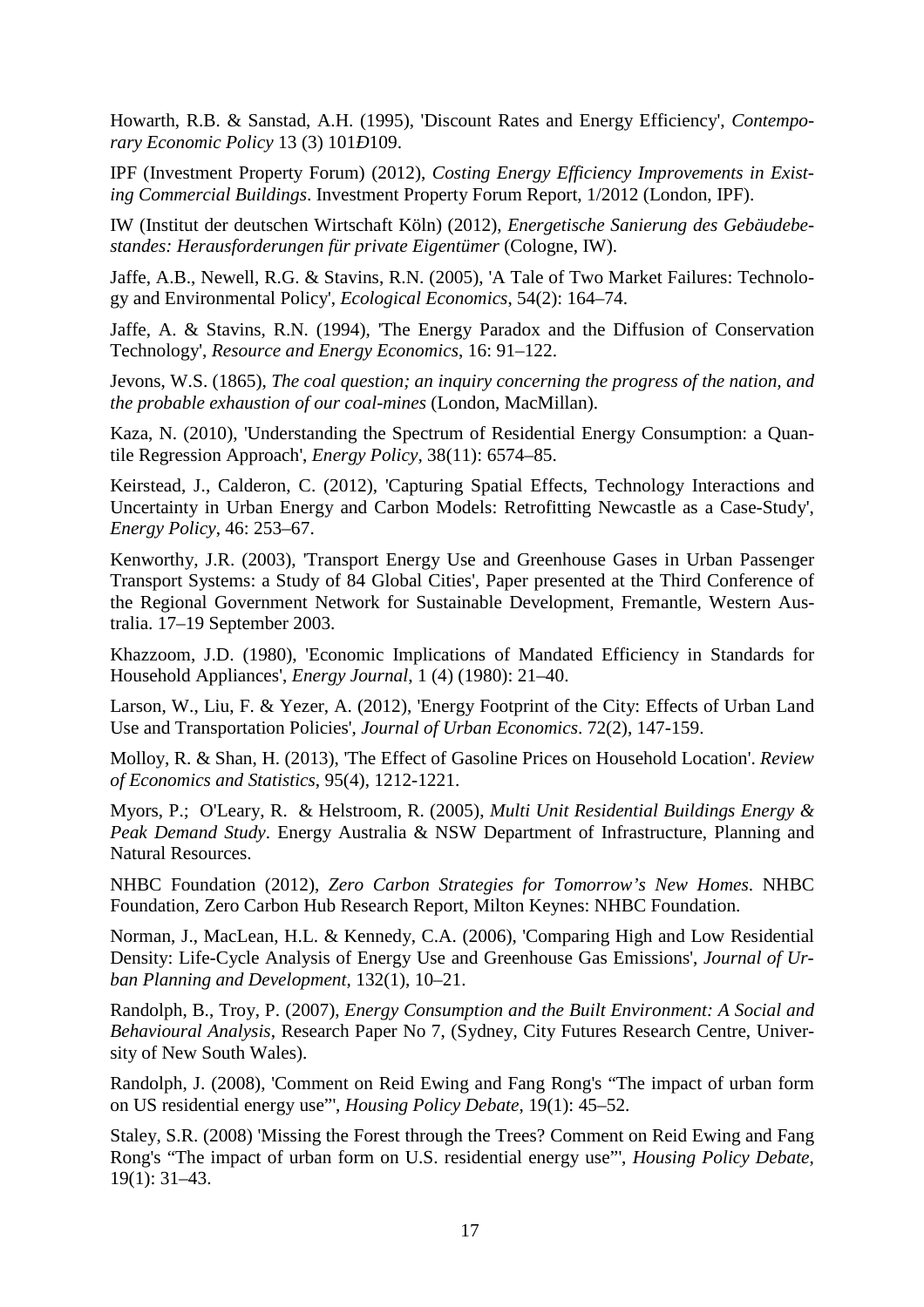Howarth, R.B. & Sanstad, A.H. (1995), 'Discount Rates and Energy Efficiency', *Contemporary Economic Policy* 13 (3) 101Ð109.

IPF (Investment Property Forum) (2012), *Costing Energy Efficiency Improvements in Existing Commercial Buildings*. Investment Property Forum Report, 1/2012 (London, IPF).

IW (Institut der deutschen Wirtschaft Köln) (2012), *Energetische Sanierung des Gebäudebestandes: Herausforderungen für private Eigentümer* (Cologne, IW).

Jaffe, A.B., Newell, R.G. & Stavins, R.N. (2005), 'A Tale of Two Market Failures: Technology and Environmental Policy', *Ecological Economics*, 54(2): 164–74.

Jaffe, A. & Stavins, R.N. (1994), 'The Energy Paradox and the Diffusion of Conservation Technology', *Resource and Energy Economics*, 16: 91–122.

Jevons, W.S. (1865), *The coal question; an inquiry concerning the progress of the nation, and the probable exhaustion of our coal-mines* (London, MacMillan).

Kaza, N. (2010), 'Understanding the Spectrum of Residential Energy Consumption: a Quantile Regression Approach', *Energy Policy*, 38(11): 6574–85.

Keirstead, J., Calderon, C. (2012), 'Capturing Spatial Effects, Technology Interactions and Uncertainty in Urban Energy and Carbon Models: Retrofitting Newcastle as a Case-Study', *Energy Policy*, 46: 253–67.

Kenworthy, J.R. (2003), 'Transport Energy Use and Greenhouse Gases in Urban Passenger Transport Systems: a Study of 84 Global Cities', Paper presented at the Third Conference of the Regional Government Network for Sustainable Development, Fremantle, Western Australia. 17–19 September 2003.

Khazzoom, J.D. (1980), 'Economic Implications of Mandated Efficiency in Standards for Household Appliances', *Energy Journal*, 1 (4) (1980): 21–40.

Larson, W., Liu, F. & Yezer, A. (2012), 'Energy Footprint of the City: Effects of Urban Land Use and Transportation Policies', *Journal of Urban Economics*. 72(2), 147-159.

Molloy, R. & Shan, H. (2013), 'The Effect of Gasoline Prices on Household Location'. *Review of Economics and Statistics*, 95(4), 1212-1221.

Myors, P.; O'Leary, R. & Helstroom, R. (2005), *Multi Unit Residential Buildings Energy & Peak Demand Study*. Energy Australia & NSW Department of Infrastructure, Planning and Natural Resources.

NHBC Foundation (2012), *Zero Carbon Strategies for Tomorrow's New Homes*. NHBC Foundation, Zero Carbon Hub Research Report, Milton Keynes: NHBC Foundation.

Norman, J., MacLean, H.L. & Kennedy, C.A. (2006), 'Comparing High and Low Residential Density: Life-Cycle Analysis of Energy Use and Greenhouse Gas Emissions', *Journal of Urban Planning and Development*, 132(1), 10–21.

Randolph, B., Troy, P. (2007), *Energy Consumption and the Built Environment: A Social and Behavioural Analysis*, Research Paper No 7, (Sydney, City Futures Research Centre, University of New South Wales).

Randolph, J. (2008), 'Comment on Reid Ewing and Fang Rong's "The impact of urban form on US residential energy use"', *Housing Policy Debate*, 19(1): 45–52.

Staley, S.R. (2008) 'Missing the Forest through the Trees? Comment on Reid Ewing and Fang Rong's "The impact of urban form on U.S. residential energy use"', *Housing Policy Debate*, 19(1): 31–43.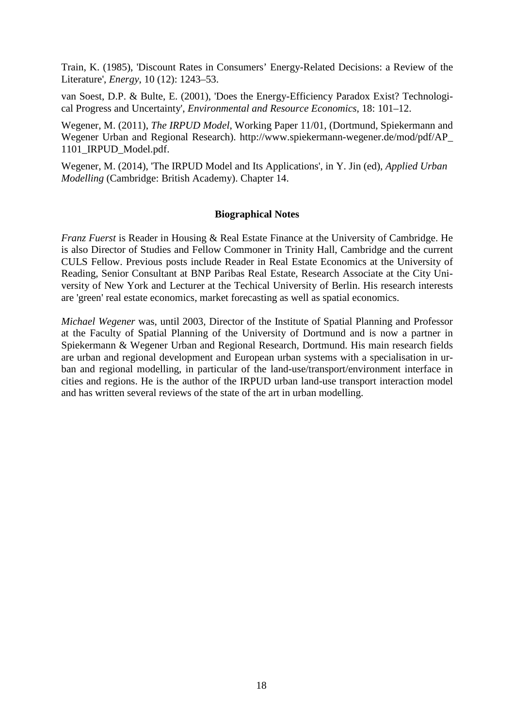Train, K. (1985), 'Discount Rates in Consumers' Energy-Related Decisions: a Review of the Literature', *Energy*, 10 (12): 1243–53.

van Soest, D.P. & Bulte, E. (2001), 'Does the Energy-Efficiency Paradox Exist? Technological Progress and Uncertainty', *Environmental and Resource Economics*, 18: 101–12.

Wegener, M. (2011), *The IRPUD Model*, Working Paper 11/01, (Dortmund, Spiekermann and Wegener Urban and Regional Research). http://www.spiekermann-wegener.de/mod/pdf/AP_1101_IRPUD_Model.pdf.

Wegener, M. (2014), 'The IRPUD Model and Its Applications', in Y. Jin (ed), *Applied Urban Modelling* (Cambridge: British Academy). Chapter 14.

**Biographical Notes**

*Franz Fuerst* is Reader in Housing & Real Estate Finance at the University of Cambridge. He is also Director of Studies and Fellow Commoner in Trinity Hall, Cambridge and the current CULS Fellow. Previous posts include Reader in Real Estate Economics at the University of Reading, Senior Consultant at BNP Paribas Real Estate, Research Associate at the City University of New York and Lecturer at the Techical University of Berlin. His research interests are 'green' real estate economics, market forecasting as well as spatial economics.

*Michael Wegener* was, until 2003, Director of the Institute of Spatial Planning and Professor at the Faculty of Spatial Planning of the University of Dortmund and is now a partner in Spiekermann & Wegener Urban and Regional Research, Dortmund. His main research fields are urban and regional development and European urban systems with a specialisation in urban and regional modelling, in particular of the land-use/transport/environment interface in cities and regions. He is the author of the IRPUD urban land-use transport interaction model and has written several reviews of the state of the art in urban modelling.